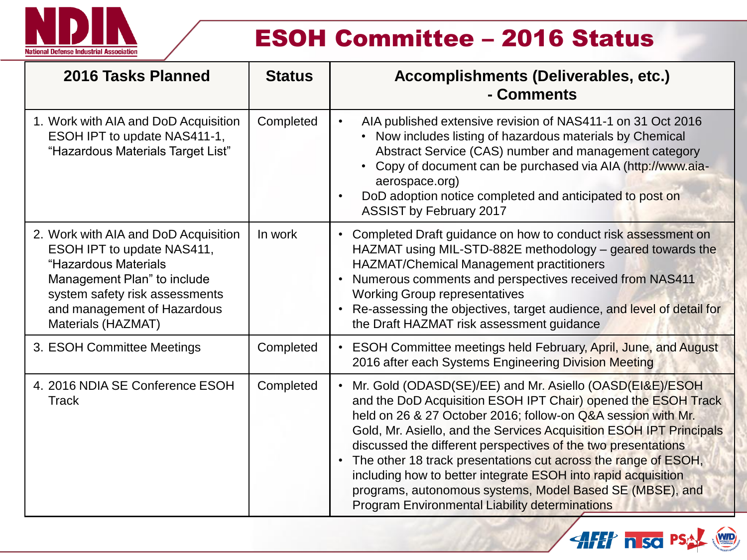# ESOH Committee – 2016 Status

| 2016 Tasks Planned | Status | Accomplishments (Deliverables, etc.) - Comments |
|---|---|---|
| 1. Work with AIA and DoD Acquisition ESOH IPT to update NAS411-1, "Hazardous Materials Target List" | Completed | • AIA published extensive revision of NAS411-1 on 31 Oct 2016<br>  • Now includes listing of hazardous materials by Chemical Abstract Service (CAS) number and management category<br>  • Copy of document can be purchased via AIA (http://www.aia-aerospace.org)<br>• DoD adoption notice completed and anticipated to post on ASSIST by February 2017 |
| 2. Work with AIA and DoD Acquisition ESOH IPT to update NAS411, "Hazardous Materials Management Plan" to include system safety risk assessments and management of Hazardous Materials (HAZMAT) | In work | • Completed Draft guidance on how to conduct risk assessment on HAZMAT using MIL-STD-882E methodology – geared towards the HAZMAT/Chemical Management practitioners<br>• Numerous comments and perspectives received from NAS411 Working Group representatives<br>• Re-assessing the objectives, target audience, and level of detail for the Draft HAZMAT risk assessment guidance |
| 3. ESOH Committee Meetings | Completed | • ESOH Committee meetings held February, April, June, and August 2016 after each Systems Engineering Division Meeting |
| 4. 2016 NDIA SE Conference ESOH Track | Completed | • Mr. Gold (ODASD(SE)/EE) and Mr. Asiello (OASD(EI&E)/ESOH and the DoD Acquisition ESOH IPT Chair) opened the ESOH Track held on 26 & 27 October 2016; follow-on Q&A session with Mr. Gold, Mr. Asiello, and the Services Acquisition ESOH IPT Principals discussed the different perspectives of the two presentations<br>• The other 18 track presentations cut across the range of ESOH, including how to better integrate ESOH into rapid acquisition programs, autonomous systems, Model Based SE (MBSE), and Program Environmental Liability determinations |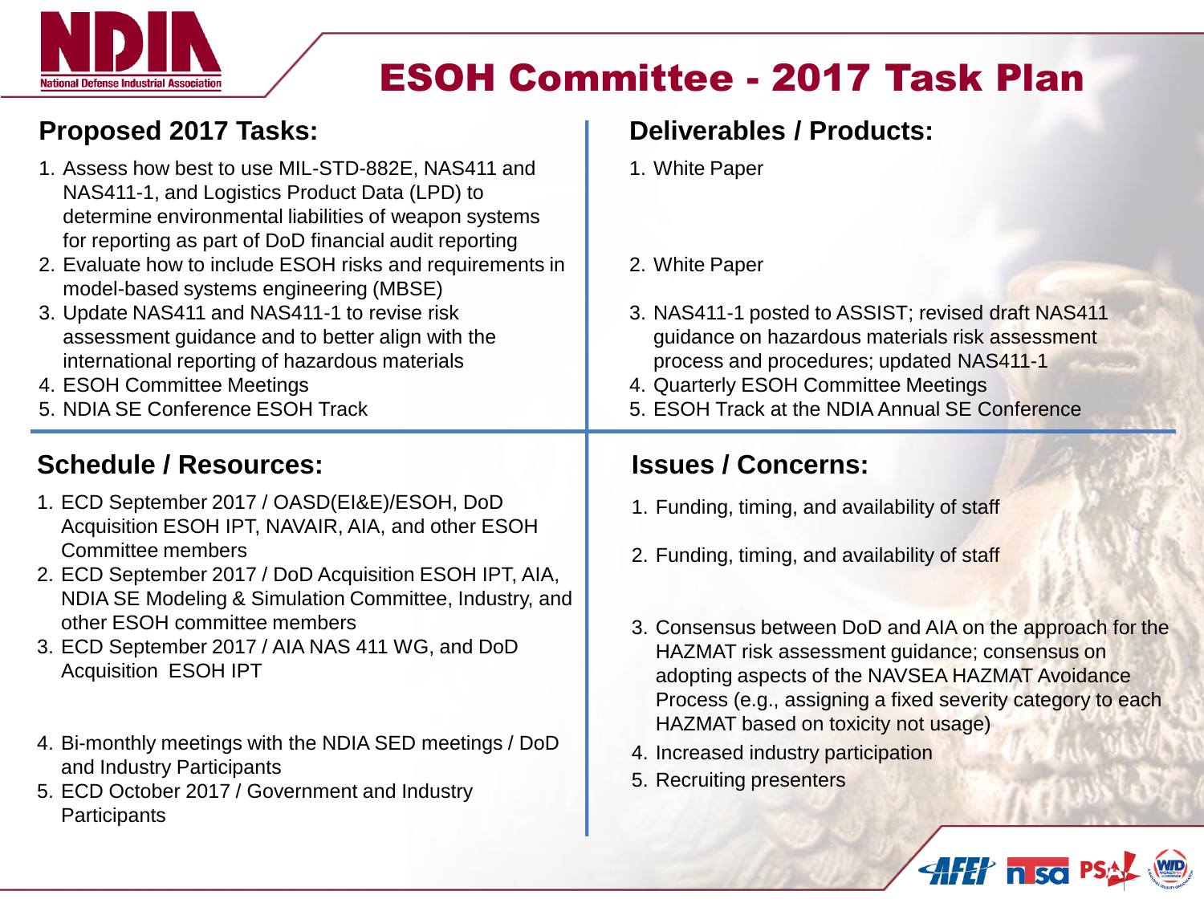# ESOH Committee - 2017 Task Plan

## Proposed 2017 Tasks:

1. Assess how best to use MIL-STD-882E, NAS411 and NAS411-1, and Logistics Product Data (LPD) to determine environmental liabilities of weapon systems for reporting as part of DoD financial audit reporting
2. Evaluate how to include ESOH risks and requirements in model-based systems engineering (MBSE)
3. Update NAS411 and NAS411-1 to revise risk assessment guidance and to better align with the international reporting of hazardous materials
4. ESOH Committee Meetings
5. NDIA SE Conference ESOH Track

## Deliverables / Products:

1. White Paper
2. White Paper
3. NAS411-1 posted to ASSIST; revised draft NAS411 guidance on hazardous materials risk assessment process and procedures; updated NAS411-1
4. Quarterly ESOH Committee Meetings
5. ESOH Track at the NDIA Annual SE Conference

## Schedule / Resources:

1. ECD September 2017 / OASD(EI&E)/ESOH, DoD Acquisition ESOH IPT, NAVAIR, AIA, and other ESOH Committee members
2. ECD September 2017 / DoD Acquisition ESOH IPT, AIA, NDIA SE Modeling & Simulation Committee, Industry, and other ESOH committee members
3. ECD September 2017 / AIA NAS 411 WG, and DoD Acquisition ESOH IPT
4. Bi-monthly meetings with the NDIA SED meetings / DoD and Industry Participants
5. ECD October 2017 / Government and Industry Participants

## Issues / Concerns:

1. Funding, timing, and availability of staff
2. Funding, timing, and availability of staff
3. Consensus between DoD and AIA on the approach for the HAZMAT risk assessment guidance; consensus on adopting aspects of the NAVSEA HAZMAT Avoidance Process (e.g., assigning a fixed severity category to each HAZMAT based on toxicity not usage)
4. Increased industry participation
5. Recruiting presenters